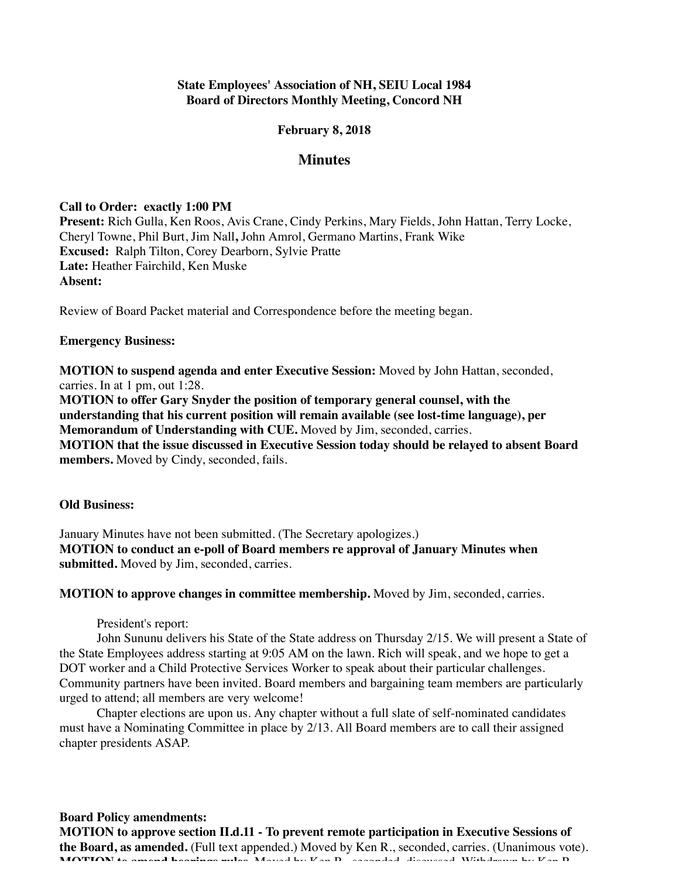**State Employees' Association of NH, SEIU Local 1984**
**Board of Directors Monthly Meeting, Concord NH**

**February 8, 2018**

## Minutes

**Call to Order: exactly 1:00 PM**
**Present:** Rich Gulla, Ken Roos, Avis Crane, Cindy Perkins, Mary Fields, John Hattan, Terry Locke, Cheryl Towne, Phil Burt, Jim Nall**,** John Amrol, Germano Martins, Frank Wike
**Excused:** Ralph Tilton, Corey Dearborn, Sylvie Pratte
**Late:** Heather Fairchild, Ken Muske
**Absent:**

Review of Board Packet material and Correspondence before the meeting began.

**Emergency Business:**

**MOTION to suspend agenda and enter Executive Session:** Moved by John Hattan, seconded, carries. In at 1 pm, out 1:28.
**MOTION to offer Gary Snyder the position of temporary general counsel, with the understanding that his current position will remain available (see lost-time language), per Memorandum of Understanding with CUE.** Moved by Jim, seconded, carries.
**MOTION that the issue discussed in Executive Session today should be relayed to absent Board members.** Moved by Cindy, seconded, fails.

**Old Business:**

January Minutes have not been submitted. (The Secretary apologizes.)
**MOTION to conduct an e-poll of Board members re approval of January Minutes when submitted.** Moved by Jim, seconded, carries.

**MOTION to approve changes in committee membership.** Moved by Jim, seconded, carries.

President's report:

John Sununu delivers his State of the State address on Thursday 2/15. We will present a State of the State Employees address starting at 9:05 AM on the lawn. Rich will speak, and we hope to get a DOT worker and a Child Protective Services Worker to speak about their particular challenges. Community partners have been invited. Board members and bargaining team members are particularly urged to attend; all members are very welcome!

Chapter elections are upon us. Any chapter without a full slate of self-nominated candidates must have a Nominating Committee in place by 2/13. All Board members are to call their assigned chapter presidents ASAP.

**Board Policy amendments:**
**MOTION to approve section II.d.11 - To prevent remote participation in Executive Sessions of the Board, as amended.** (Full text appended.) Moved by Ken R., seconded, carries. (Unanimous vote).
**MOTION to amend hearings rules.** Moved by Ken R., seconded, discussed. Withdrawn by Ken R.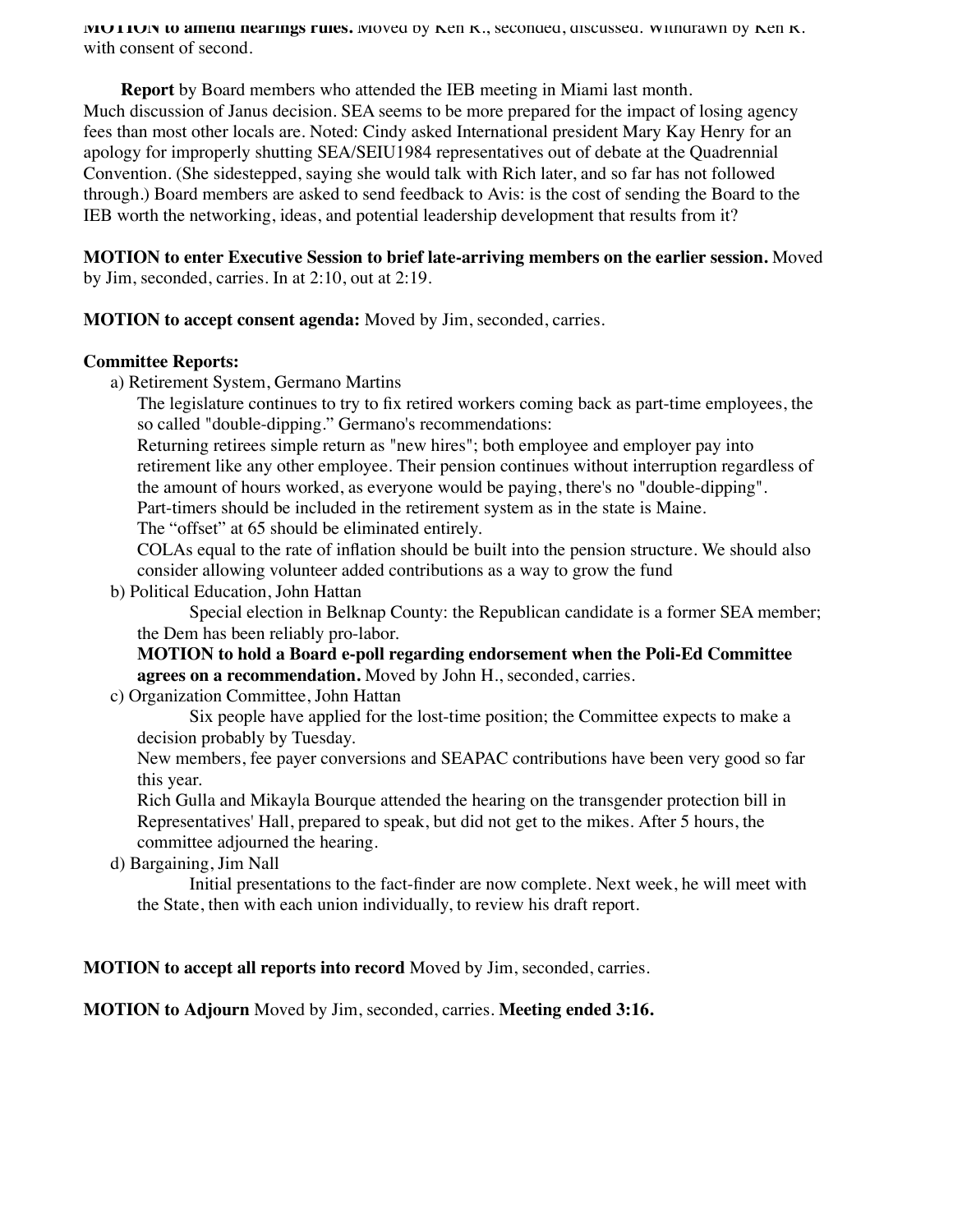**MOTION to amend hearings rules.** Moved by Ken R., seconded, discussed. Withdrawn by Ken R. with consent of second.

**Report** by Board members who attended the IEB meeting in Miami last month. Much discussion of Janus decision. SEA seems to be more prepared for the impact of losing agency fees than most other locals are. Noted: Cindy asked International president Mary Kay Henry for an apology for improperly shutting SEA/SEIU1984 representatives out of debate at the Quadrennial Convention. (She sidestepped, saying she would talk with Rich later, and so far has not followed through.) Board members are asked to send feedback to Avis: is the cost of sending the Board to the IEB worth the networking, ideas, and potential leadership development that results from it?

**MOTION to enter Executive Session to brief late-arriving members on the earlier session.** Moved by Jim, seconded, carries. In at 2:10, out at 2:19.

**MOTION to accept consent agenda:** Moved by Jim, seconded, carries.

**Committee Reports:**

a) Retirement System, Germano Martins

The legislature continues to try to fix retired workers coming back as part-time employees, the so called "double-dipping." Germano's recommendations:

Returning retirees simple return as "new hires"; both employee and employer pay into retirement like any other employee. Their pension continues without interruption regardless of the amount of hours worked, as everyone would be paying, there's no "double-dipping".

Part-timers should be included in the retirement system as in the state is Maine.

The "offset" at 65 should be eliminated entirely.

COLAs equal to the rate of inflation should be built into the pension structure. We should also consider allowing volunteer added contributions as a way to grow the fund

b) Political Education, John Hattan

Special election in Belknap County: the Republican candidate is a former SEA member; the Dem has been reliably pro-labor.

**MOTION to hold a Board e-poll regarding endorsement when the Poli-Ed Committee agrees on a recommendation.** Moved by John H., seconded, carries.

c) Organization Committee, John Hattan

Six people have applied for the lost-time position; the Committee expects to make a decision probably by Tuesday.

New members, fee payer conversions and SEAPAC contributions have been very good so far this year.

Rich Gulla and Mikayla Bourque attended the hearing on the transgender protection bill in Representatives' Hall, prepared to speak, but did not get to the mikes. After 5 hours, the committee adjourned the hearing.

d) Bargaining, Jim Nall

Initial presentations to the fact-finder are now complete. Next week, he will meet with the State, then with each union individually, to review his draft report.

**MOTION to accept all reports into record** Moved by Jim, seconded, carries.

**MOTION to Adjourn** Moved by Jim, seconded, carries. **Meeting ended 3:16.**